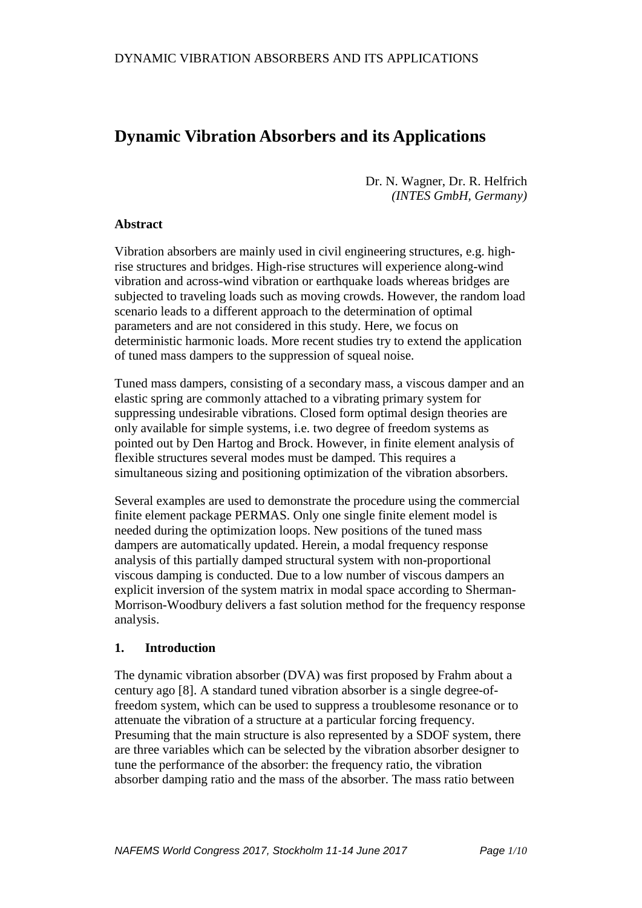# Dynamic Vibration Absorbers and its Applications

Dr. N. Wagner, Dr. R. Helfrich
*(INTES GmbH, Germany)*

**Abstract**

Vibration absorbers are mainly used in civil engineering structures, e.g. high-rise structures and bridges. High-rise structures will experience along-wind vibration and across-wind vibration or earthquake loads whereas bridges are subjected to traveling loads such as moving crowds. However, the random load scenario leads to a different approach to the determination of optimal parameters and are not considered in this study. Here, we focus on deterministic harmonic loads. More recent studies try to extend the application of tuned mass dampers to the suppression of squeal noise.

Tuned mass dampers, consisting of a secondary mass, a viscous damper and an elastic spring are commonly attached to a vibrating primary system for suppressing undesirable vibrations. Closed form optimal design theories are only available for simple systems, i.e. two degree of freedom systems as pointed out by Den Hartog and Brock. However, in finite element analysis of flexible structures several modes must be damped. This requires a simultaneous sizing and positioning optimization of the vibration absorbers.

Several examples are used to demonstrate the procedure using the commercial finite element package PERMAS. Only one single finite element model is needed during the optimization loops. New positions of the tuned mass dampers are automatically updated. Herein, a modal frequency response analysis of this partially damped structural system with non-proportional viscous damping is conducted. Due to a low number of viscous dampers an explicit inversion of the system matrix in modal space according to Sherman-Morrison-Woodbury delivers a fast solution method for the frequency response analysis.

## 1. Introduction

The dynamic vibration absorber (DVA) was first proposed by Frahm about a century ago [8]. A standard tuned vibration absorber is a single degree-of-freedom system, which can be used to suppress a troublesome resonance or to attenuate the vibration of a structure at a particular forcing frequency. Presuming that the main structure is also represented by a SDOF system, there are three variables which can be selected by the vibration absorber designer to tune the performance of the absorber: the frequency ratio, the vibration absorber damping ratio and the mass of the absorber. The mass ratio between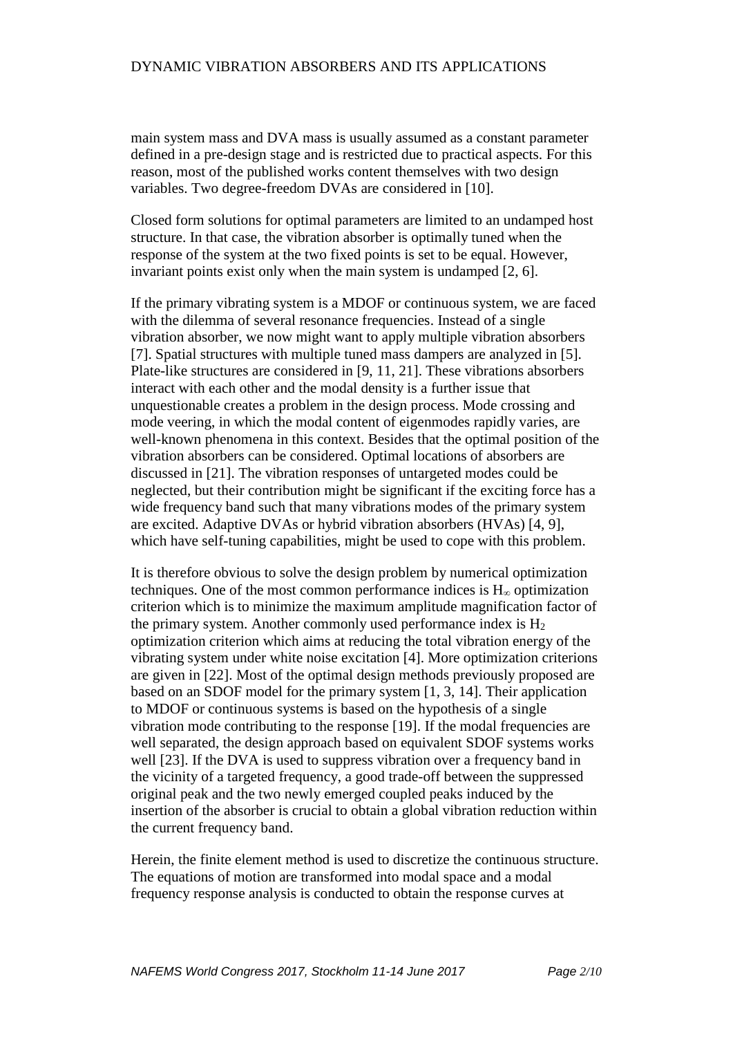main system mass and DVA mass is usually assumed as a constant parameter defined in a pre-design stage and is restricted due to practical aspects. For this reason, most of the published works content themselves with two design variables. Two degree-freedom DVAs are considered in [10].

Closed form solutions for optimal parameters are limited to an undamped host structure. In that case, the vibration absorber is optimally tuned when the response of the system at the two fixed points is set to be equal. However, invariant points exist only when the main system is undamped [2, 6].

If the primary vibrating system is a MDOF or continuous system, we are faced with the dilemma of several resonance frequencies. Instead of a single vibration absorber, we now might want to apply multiple vibration absorbers [7]. Spatial structures with multiple tuned mass dampers are analyzed in [5]. Plate-like structures are considered in [9, 11, 21]. These vibrations absorbers interact with each other and the modal density is a further issue that unquestionable creates a problem in the design process. Mode crossing and mode veering, in which the modal content of eigenmodes rapidly varies, are well-known phenomena in this context. Besides that the optimal position of the vibration absorbers can be considered. Optimal locations of absorbers are discussed in [21]. The vibration responses of untargeted modes could be neglected, but their contribution might be significant if the exciting force has a wide frequency band such that many vibrations modes of the primary system are excited. Adaptive DVAs or hybrid vibration absorbers (HVAs) [4, 9], which have self-tuning capabilities, might be used to cope with this problem.

It is therefore obvious to solve the design problem by numerical optimization techniques. One of the most common performance indices is $H_\infty$ optimization criterion which is to minimize the maximum amplitude magnification factor of the primary system. Another commonly used performance index is $H_2$ optimization criterion which aims at reducing the total vibration energy of the vibrating system under white noise excitation [4]. More optimization criterions are given in [22]. Most of the optimal design methods previously proposed are based on an SDOF model for the primary system [1, 3, 14]. Their application to MDOF or continuous systems is based on the hypothesis of a single vibration mode contributing to the response [19]. If the modal frequencies are well separated, the design approach based on equivalent SDOF systems works well [23]. If the DVA is used to suppress vibration over a frequency band in the vicinity of a targeted frequency, a good trade-off between the suppressed original peak and the two newly emerged coupled peaks induced by the insertion of the absorber is crucial to obtain a global vibration reduction within the current frequency band.

Herein, the finite element method is used to discretize the continuous structure. The equations of motion are transformed into modal space and a modal frequency response analysis is conducted to obtain the response curves at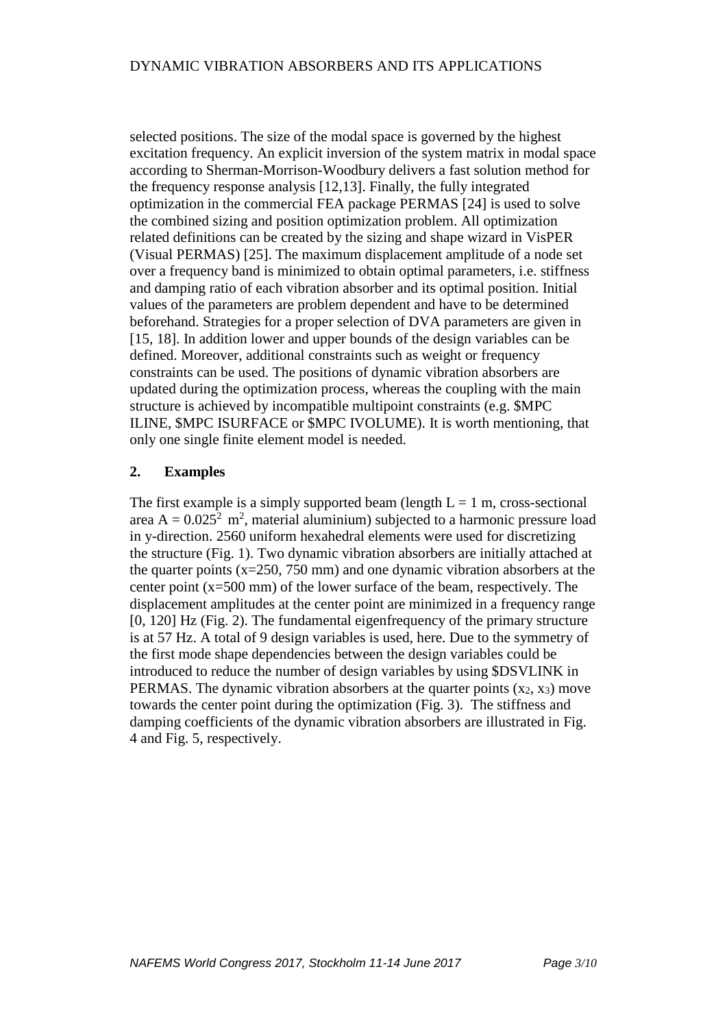selected positions. The size of the modal space is governed by the highest excitation frequency. An explicit inversion of the system matrix in modal space according to Sherman-Morrison-Woodbury delivers a fast solution method for the frequency response analysis [12,13]. Finally, the fully integrated optimization in the commercial FEA package PERMAS [24] is used to solve the combined sizing and position optimization problem. All optimization related definitions can be created by the sizing and shape wizard in VisPER (Visual PERMAS) [25]. The maximum displacement amplitude of a node set over a frequency band is minimized to obtain optimal parameters, i.e. stiffness and damping ratio of each vibration absorber and its optimal position. Initial values of the parameters are problem dependent and have to be determined beforehand. Strategies for a proper selection of DVA parameters are given in [15, 18]. In addition lower and upper bounds of the design variables can be defined. Moreover, additional constraints such as weight or frequency constraints can be used. The positions of dynamic vibration absorbers are updated during the optimization process, whereas the coupling with the main structure is achieved by incompatible multipoint constraints (e.g. $MPC ILINE, $MPC ISURFACE or $MPC IVOLUME). It is worth mentioning, that only one single finite element model is needed.

## 2. Examples

The first example is a simply supported beam (length $L = 1$ m, cross-sectional area $A = 0.025^2$ m$^2$, material aluminium) subjected to a harmonic pressure load in y-direction. 2560 uniform hexahedral elements were used for discretizing the structure (Fig. 1). Two dynamic vibration absorbers are initially attached at the quarter points (x=250, 750 mm) and one dynamic vibration absorbers at the center point (x=500 mm) of the lower surface of the beam, respectively. The displacement amplitudes at the center point are minimized in a frequency range [0, 120] Hz (Fig. 2). The fundamental eigenfrequency of the primary structure is at 57 Hz. A total of 9 design variables is used, here. Due to the symmetry of the first mode shape dependencies between the design variables could be introduced to reduce the number of design variables by using $DSVLINK in PERMAS. The dynamic vibration absorbers at the quarter points ($x_2$, $x_3$) move towards the center point during the optimization (Fig. 3). The stiffness and damping coefficients of the dynamic vibration absorbers are illustrated in Fig. 4 and Fig. 5, respectively.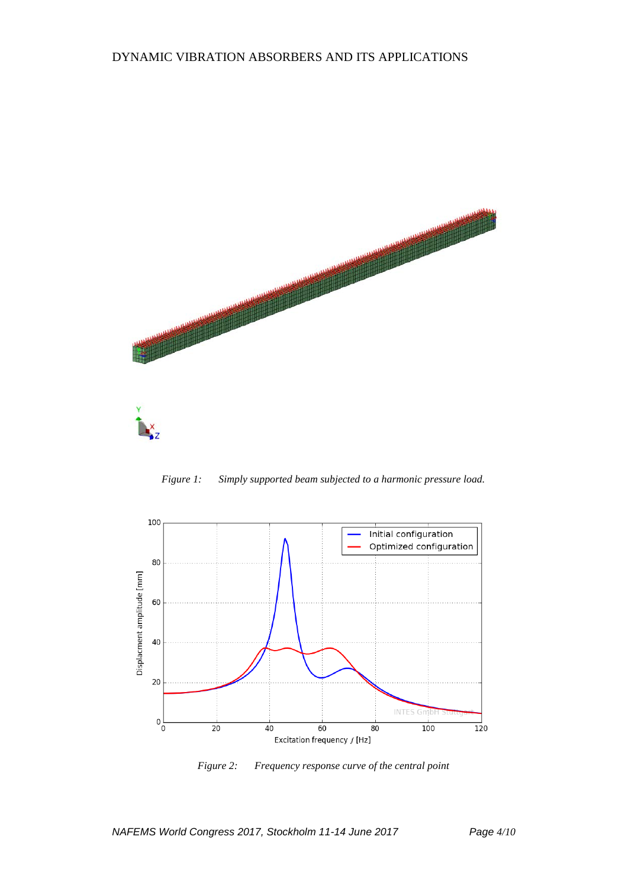*Figure 1: Simply supported beam subjected to a harmonic pressure load.*

*Figure 2: Frequency response curve of the central point*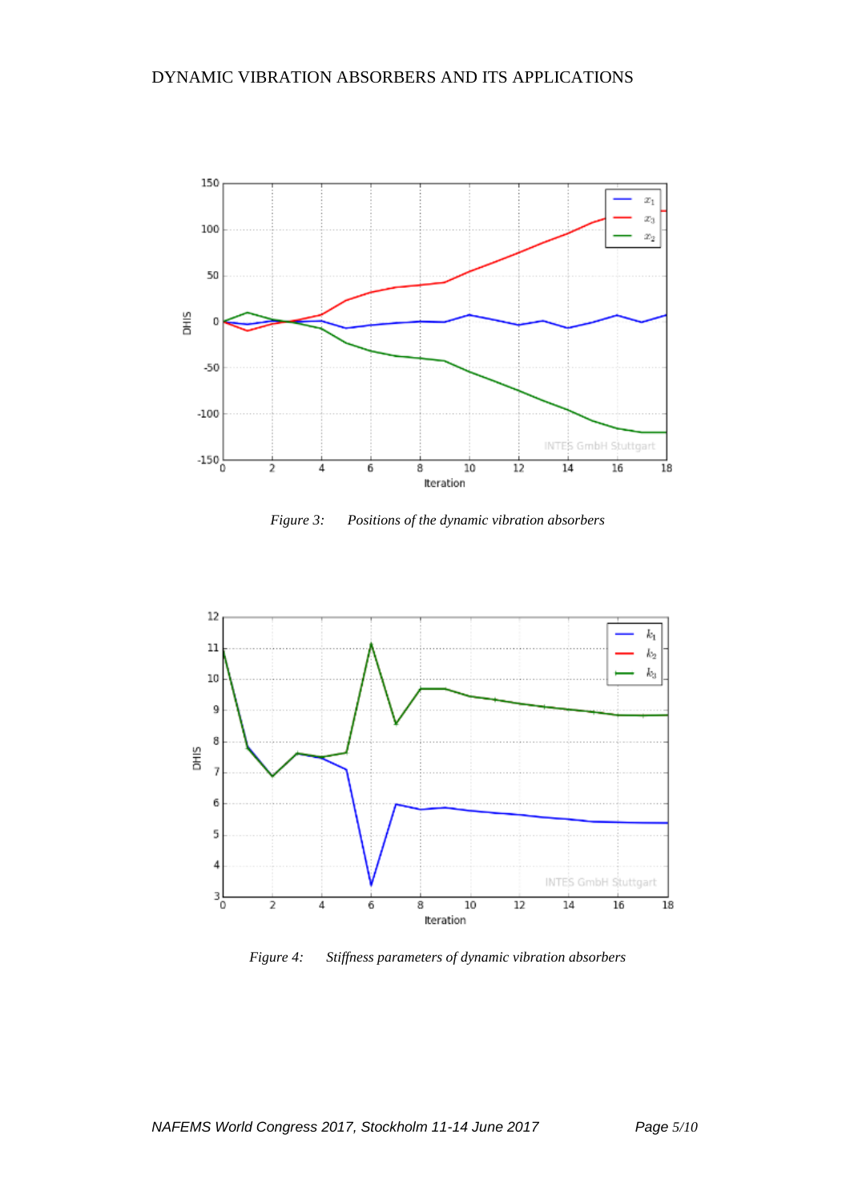*Figure 3: Positions of the dynamic vibration absorbers*

*Figure 4: Stiffness parameters of dynamic vibration absorbers*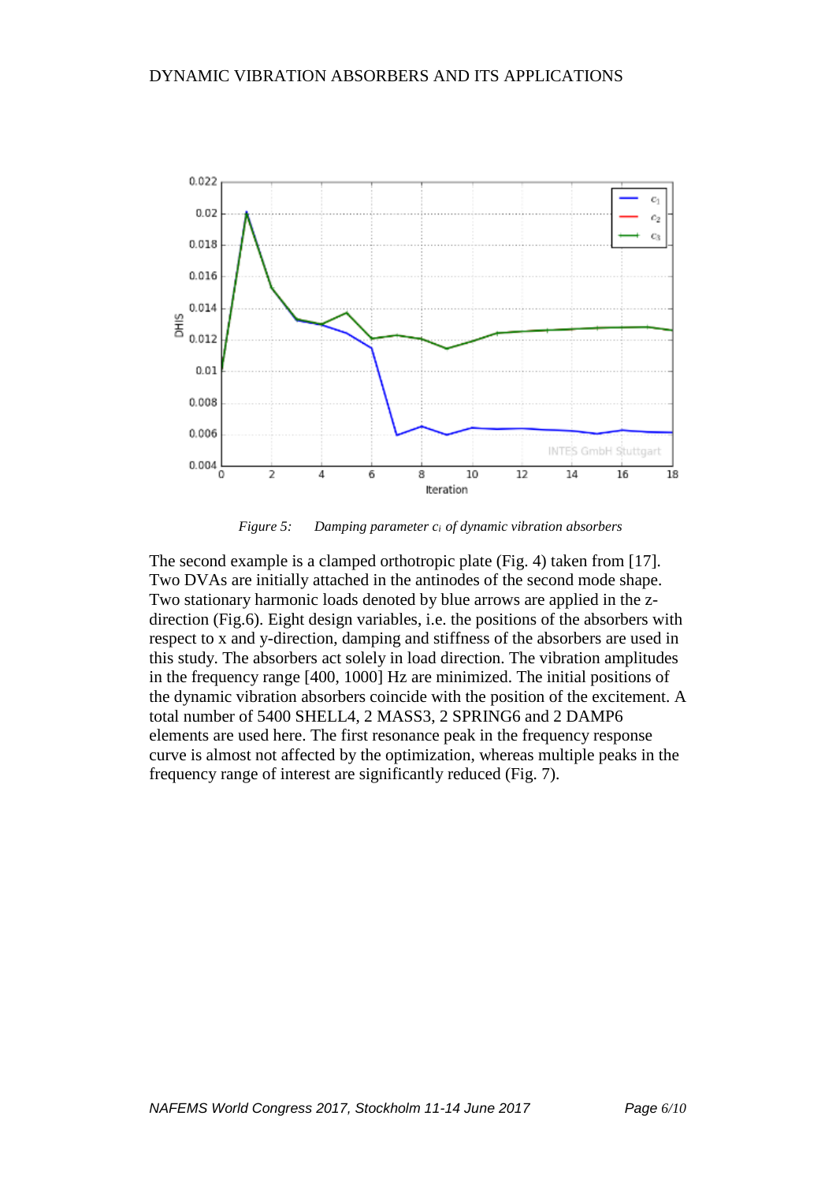*Figure 5: Damping parameter $c_i$ of dynamic vibration absorbers*

The second example is a clamped orthotropic plate (Fig. 4) taken from [17]. Two DVAs are initially attached in the antinodes of the second mode shape. Two stationary harmonic loads denoted by blue arrows are applied in the z-direction (Fig.6). Eight design variables, i.e. the positions of the absorbers with respect to x and y-direction, damping and stiffness of the absorbers are used in this study. The absorbers act solely in load direction. The vibration amplitudes in the frequency range [400, 1000] Hz are minimized. The initial positions of the dynamic vibration absorbers coincide with the position of the excitement. A total number of 5400 SHELL4, 2 MASS3, 2 SPRING6 and 2 DAMP6 elements are used here. The first resonance peak in the frequency response curve is almost not affected by the optimization, whereas multiple peaks in the frequency range of interest are significantly reduced (Fig. 7).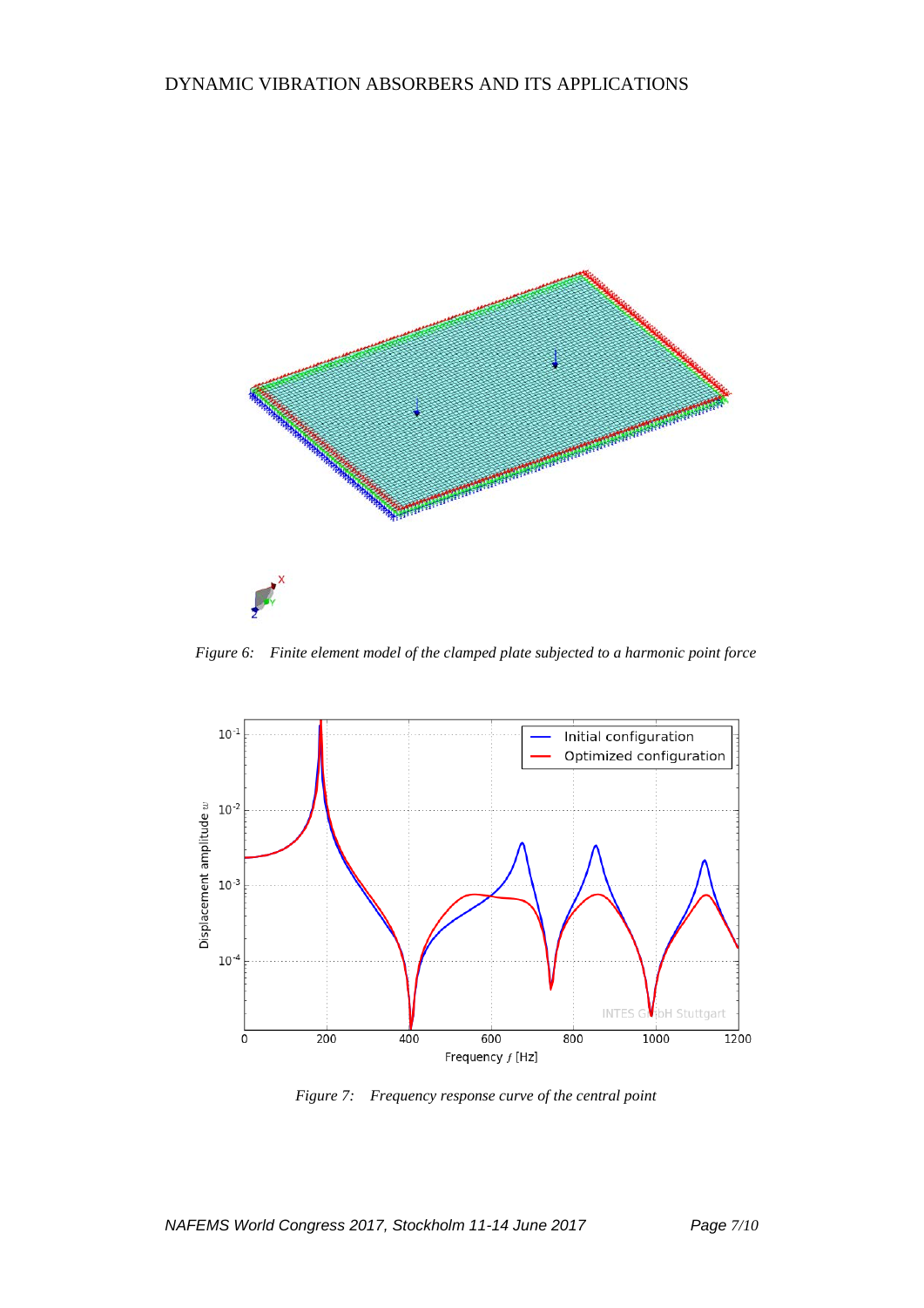*Figure 6: Finite element model of the clamped plate subjected to a harmonic point force*

*Figure 7: Frequency response curve of the central point*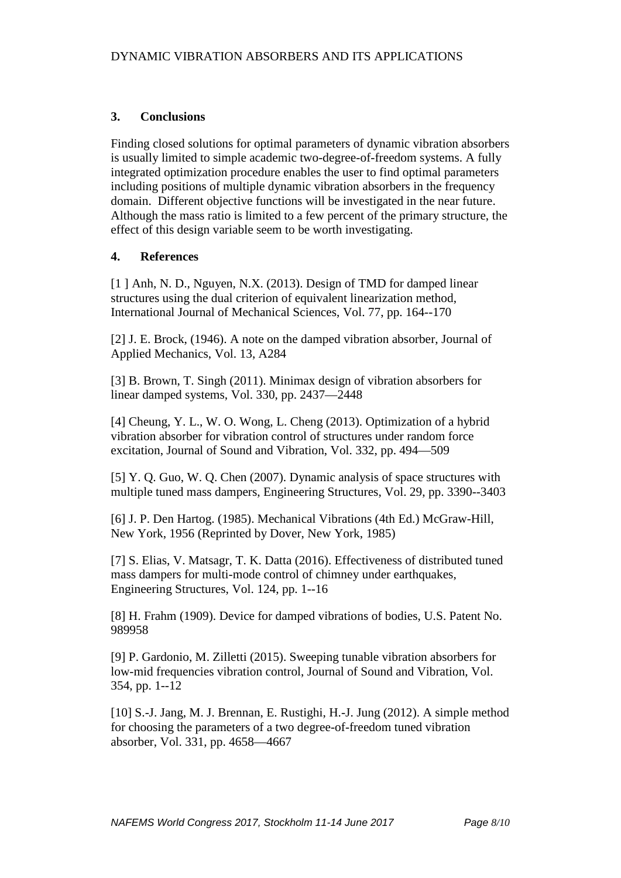## 3. Conclusions

Finding closed solutions for optimal parameters of dynamic vibration absorbers is usually limited to simple academic two-degree-of-freedom systems. A fully integrated optimization procedure enables the user to find optimal parameters including positions of multiple dynamic vibration absorbers in the frequency domain. Different objective functions will be investigated in the near future. Although the mass ratio is limited to a few percent of the primary structure, the effect of this design variable seem to be worth investigating.

## 4. References

[1 ] Anh, N. D., Nguyen, N.X. (2013). Design of TMD for damped linear structures using the dual criterion of equivalent linearization method, International Journal of Mechanical Sciences, Vol. 77, pp. 164--170

[2] J. E. Brock, (1946). A note on the damped vibration absorber, Journal of Applied Mechanics, Vol. 13, A284

[3] B. Brown, T. Singh (2011). Minimax design of vibration absorbers for linear damped systems, Vol. 330, pp. 2437—2448

[4] Cheung, Y. L., W. O. Wong, L. Cheng (2013). Optimization of a hybrid vibration absorber for vibration control of structures under random force excitation, Journal of Sound and Vibration, Vol. 332, pp. 494—509

[5] Y. Q. Guo, W. Q. Chen (2007). Dynamic analysis of space structures with multiple tuned mass dampers, Engineering Structures, Vol. 29, pp. 3390--3403

[6] J. P. Den Hartog. (1985). Mechanical Vibrations (4th Ed.) McGraw-Hill, New York, 1956 (Reprinted by Dover, New York, 1985)

[7] S. Elias, V. Matsagr, T. K. Datta (2016). Effectiveness of distributed tuned mass dampers for multi-mode control of chimney under earthquakes, Engineering Structures, Vol. 124, pp. 1--16

[8] H. Frahm (1909). Device for damped vibrations of bodies, U.S. Patent No. 989958

[9] P. Gardonio, M. Zilletti (2015). Sweeping tunable vibration absorbers for low-mid frequencies vibration control, Journal of Sound and Vibration, Vol. 354, pp. 1--12

[10] S.-J. Jang, M. J. Brennan, E. Rustighi, H.-J. Jung (2012). A simple method for choosing the parameters of a two degree-of-freedom tuned vibration absorber, Vol. 331, pp. 4658—4667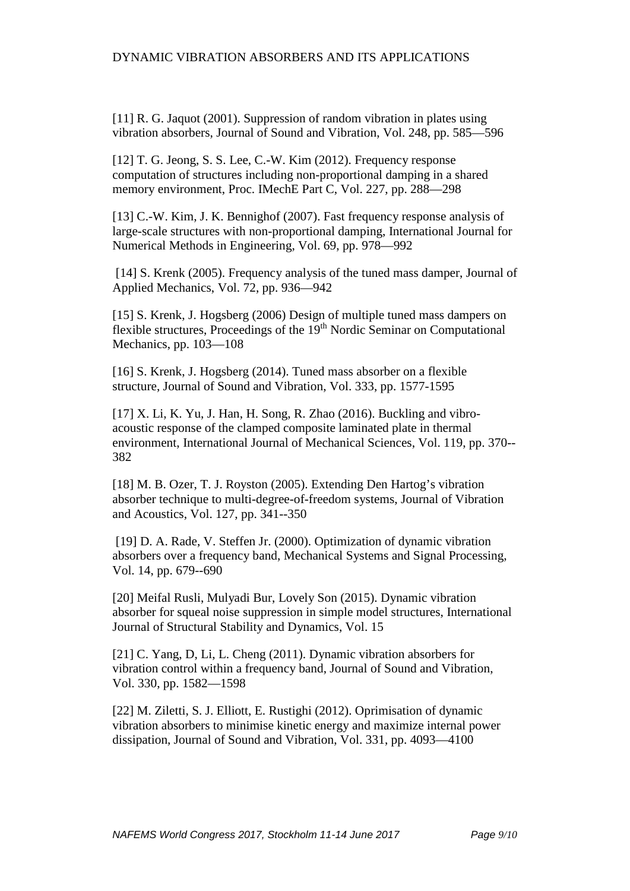[11] R. G. Jaquot (2001). Suppression of random vibration in plates using vibration absorbers, Journal of Sound and Vibration, Vol. 248, pp. 585—596

[12] T. G. Jeong, S. S. Lee, C.-W. Kim (2012). Frequency response computation of structures including non-proportional damping in a shared memory environment, Proc. IMechE Part C, Vol. 227, pp. 288—298

[13] C.-W. Kim, J. K. Bennighof (2007). Fast frequency response analysis of large-scale structures with non-proportional damping, International Journal for Numerical Methods in Engineering, Vol. 69, pp. 978—992

[14] S. Krenk (2005). Frequency analysis of the tuned mass damper, Journal of Applied Mechanics, Vol. 72, pp. 936—942

[15] S. Krenk, J. Hogsberg (2006) Design of multiple tuned mass dampers on flexible structures, Proceedings of the 19th Nordic Seminar on Computational Mechanics, pp. 103—108

[16] S. Krenk, J. Hogsberg (2014). Tuned mass absorber on a flexible structure, Journal of Sound and Vibration, Vol. 333, pp. 1577-1595

[17] X. Li, K. Yu, J. Han, H. Song, R. Zhao (2016). Buckling and vibro-acoustic response of the clamped composite laminated plate in thermal environment, International Journal of Mechanical Sciences, Vol. 119, pp. 370--382

[18] M. B. Ozer, T. J. Royston (2005). Extending Den Hartog's vibration absorber technique to multi-degree-of-freedom systems, Journal of Vibration and Acoustics, Vol. 127, pp. 341--350

[19] D. A. Rade, V. Steffen Jr. (2000). Optimization of dynamic vibration absorbers over a frequency band, Mechanical Systems and Signal Processing, Vol. 14, pp. 679--690

[20] Meifal Rusli, Mulyadi Bur, Lovely Son (2015). Dynamic vibration absorber for squeal noise suppression in simple model structures, International Journal of Structural Stability and Dynamics, Vol. 15

[21] C. Yang, D, Li, L. Cheng (2011). Dynamic vibration absorbers for vibration control within a frequency band, Journal of Sound and Vibration, Vol. 330, pp. 1582—1598

[22] M. Ziletti, S. J. Elliott, E. Rustighi (2012). Oprimisation of dynamic vibration absorbers to minimise kinetic energy and maximize internal power dissipation, Journal of Sound and Vibration, Vol. 331, pp. 4093—4100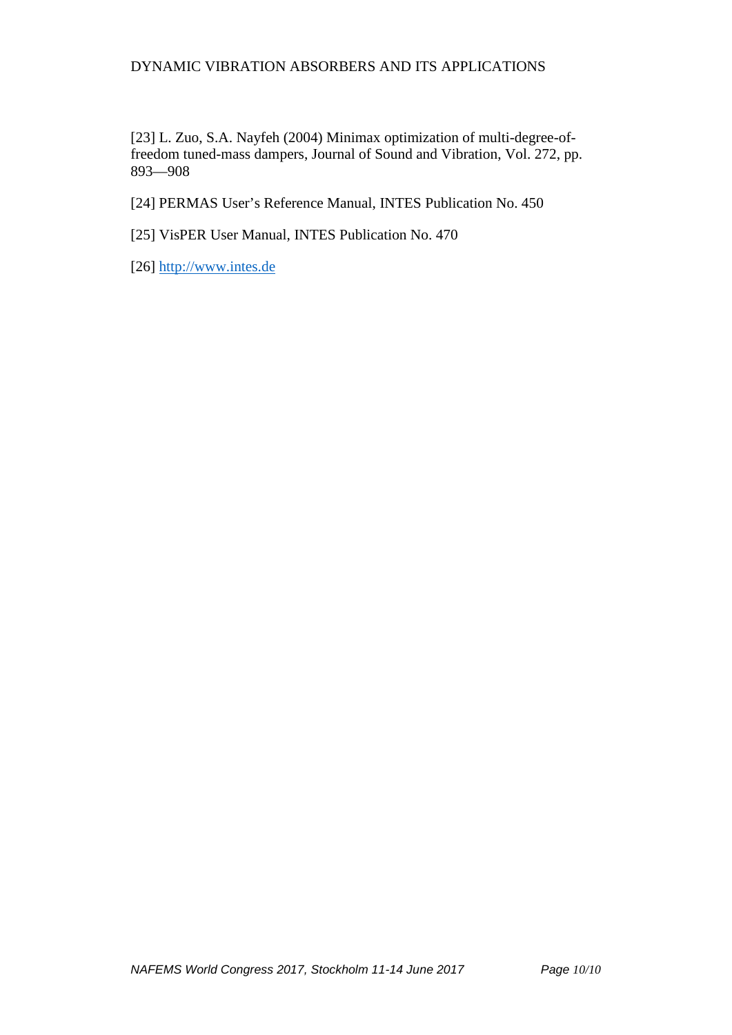[23] L. Zuo, S.A. Nayfeh (2004) Minimax optimization of multi-degree-of-freedom tuned-mass dampers, Journal of Sound and Vibration, Vol. 272, pp. 893—908

[24] PERMAS User's Reference Manual, INTES Publication No. 450

[25] VisPER User Manual, INTES Publication No. 470

[26] http://www.intes.de